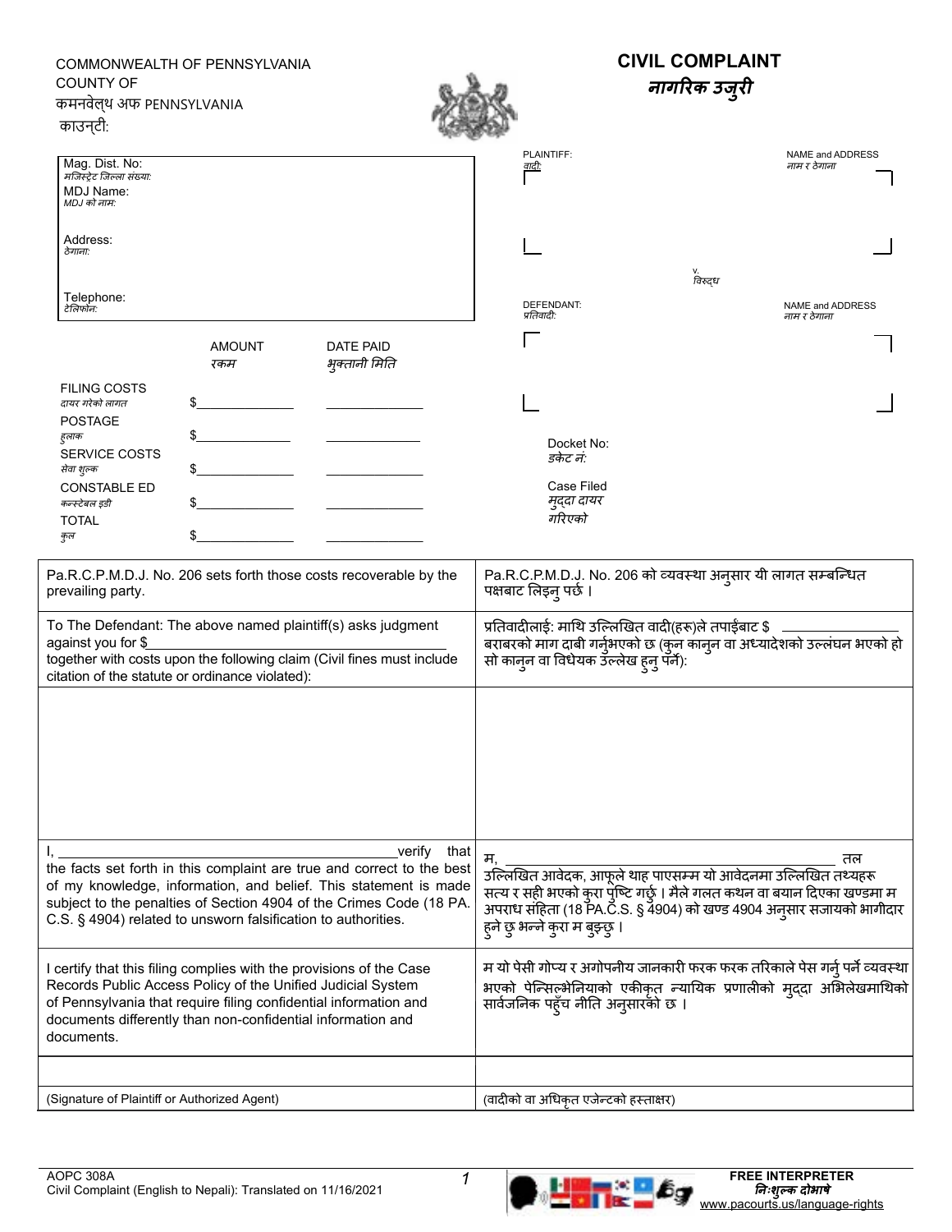COMMONWEALTH OF PENNSYLVANIA
COUNTY OF
कमनवेल्थ अफ PENNSYLVANIA
काउन्टी:

# CIVIL COMPLAINT
# *नागरिक उजुरी*

Mag. Dist. No:
*मजिस्ट्रेट जिल्ला संख्या:*
MDJ Name:
*MDJ को नाम:*

Address:
*ठेगाना:*

Telephone:
*टेलिफोन:*

PLAINTIFF: *वादी:* NAME and ADDRESS *नाम र ठेगाना*

v. *विरुद्ध*

DEFENDANT: *प्रतिवादी:* NAME and ADDRESS *नाम र ठेगाना*

| | AMOUNT *रकम* | DATE PAID *भुक्तानी मिति* |
|---|---|---|
| FILING COSTS *दायर गरेको लागत* | $\_\_\_\_\_\_\_\_\_\_ | \_\_\_\_\_\_\_\_\_\_ |
| POSTAGE *हुलाक* | $\_\_\_\_\_\_\_\_\_\_ | \_\_\_\_\_\_\_\_\_\_ |
| SERVICE COSTS *सेवा शुल्क* | $\_\_\_\_\_\_\_\_\_\_ | \_\_\_\_\_\_\_\_\_\_ |
| CONSTABLE ED *कन्स्टेबल इडी* | $\_\_\_\_\_\_\_\_\_\_ | \_\_\_\_\_\_\_\_\_\_ |
| TOTAL *कुल* | $\_\_\_\_\_\_\_\_\_\_ | \_\_\_\_\_\_\_\_\_\_ |

Docket No:
*डकेट नं:*

Case Filed
*मुद्दा दायर गरिएको*

| | |
|---|---|
| Pa.R.C.P.M.D.J. No. 206 sets forth those costs recoverable by the prevailing party. | Pa.R.C.P.M.D.J. No. 206 को व्यवस्था अनुसार यी लागत सम्बन्धित पक्षबाट लिइनु पर्छ । |
| To The Defendant: The above named plaintiff(s) asks judgment against you for $\_\_\_\_\_\_\_\_\_\_ together with costs upon the following claim (Civil fines must include citation of the statute or ordinance violated): | प्रतिवादीलाई: माथि उल्लिखित वादी(हरू)ले तपाईबाट $ \_\_\_\_\_\_\_\_\_\_ बराबरको माग दाबी गर्नुभएको छ (कुन कानुन वा अध्यादेशको उल्लंघन भएको हो सो कानुन वा विधेयक उल्लेख हुनु पर्नेः): |
| | |
| I, \_\_\_\_\_\_\_\_\_\_\_\_\_\_\_\_\_\_\_\_ verify that the facts set forth in this complaint are true and correct to the best of my knowledge, information, and belief. This statement is made subject to the penalties of Section 4904 of the Crimes Code (18 PA. C.S. § 4904) related to unsworn falsification to authorities. | म, \_\_\_\_\_\_\_\_\_\_\_\_\_\_\_\_\_\_\_\_ तल उल्लिखित आवेदक, आफूले थाह पाएसम्म यो आवेदनमा उल्लिखित तथ्यहरू सत्य र सही भएको कुरा पुष्टि गर्छु । मैले गलत कथन वा बयान दिएका खण्डमा म अपराध संहिता (18 PA.C.S. § 4904) को खण्ड 4904 अनुसार सजायको भागीदार हुने छु भन्ने कुरा म बुझ्छु । |
| I certify that this filing complies with the provisions of the Case Records Public Access Policy of the Unified Judicial System of Pennsylvania that require filing confidential information and documents differently than non-confidential information and documents. | म यो पेसी गोप्य र अगोपनीय जानकारी फरक फरक तरिकाले पेस गर्नु पर्ने व्यवस्था भएको पेन्सिल्भेनियाको एकीकृत न्यायिक प्रणालीको मुद्दा अभिलेखमाथिको सार्वजनिक पहुँच नीति अनुसारको छ । |
| | |
| (Signature of Plaintiff or Authorized Agent) | (वादीको वा अधिकृत एजेन्टको हस्ताक्षर) |

AOPC 308A
Civil Complaint (English to Nepali): Translated on 11/16/2021

**FREE INTERPRETER**
***निःशुल्क दोभाषे***
www.pacourts.us/language-rights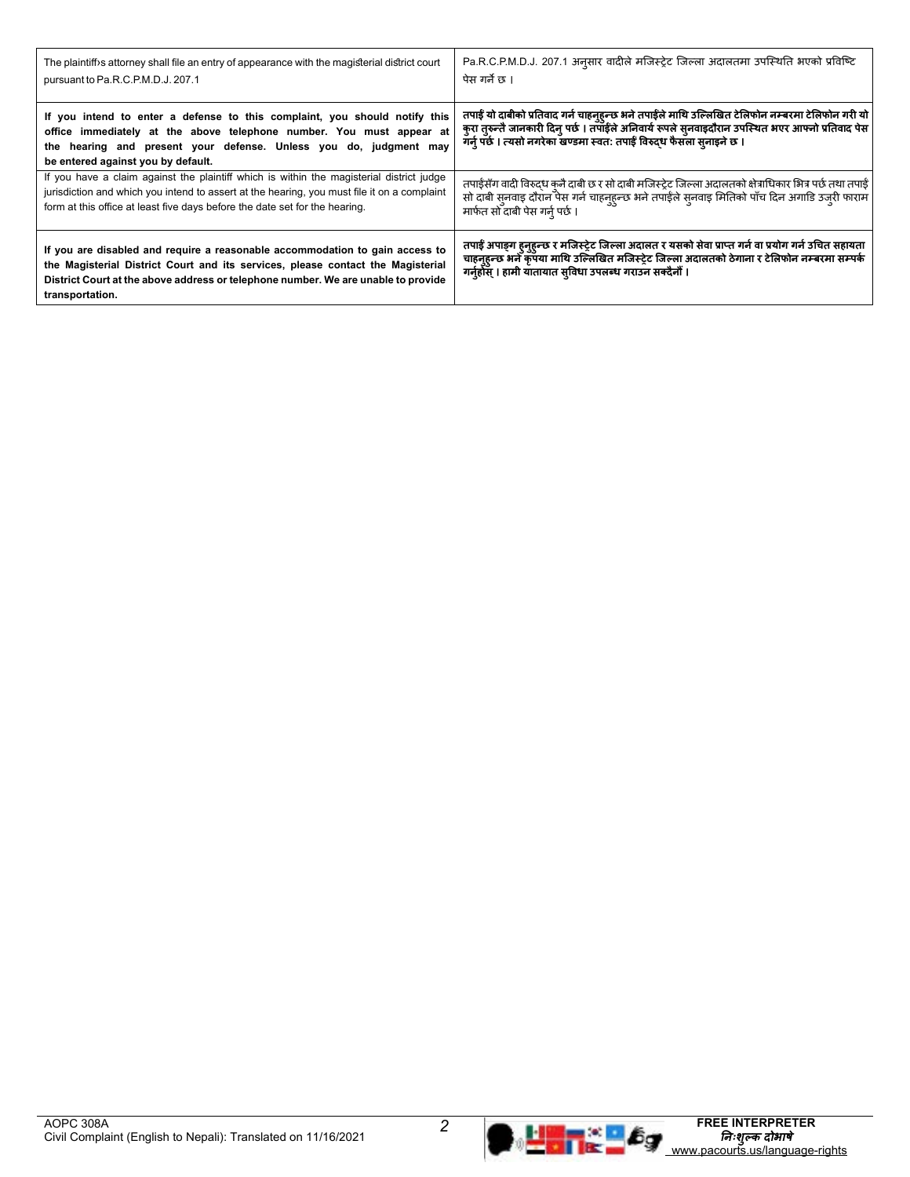| | |
|---|---|
| The plaintiff›s attorney shall file an entry of appearance with the magisterial district court pursuant to Pa.R.C.P.M.D.J. 207.1 | Pa.R.C.P.M.D.J. 207.1 अनुसार वादीले मजिस्ट्रेट जिल्ला अदालतमा उपस्थिति भएको प्रविष्टि पेस गर्ने छ । |
| **If you intend to enter a defense to this complaint, you should notify this office immediately at the above telephone number. You must appear at the hearing and present your defense. Unless you do, judgment may be entered against you by default.** | **तपाईं यो दाबीको प्रतिवाद गर्न चाहनुहुन्छ भने तपाईंले माथि उल्लिखित टेलिफोन नम्बरमा टेलिफोन गरी यो कुरा तुरुन्तै जानकारी दिनु पर्छ । तपाईंले अनिवार्य रूपले सुनवाइदौरान उपस्थित भएर आफ्नो प्रतिवाद पेस गर्नु पर्छ । त्यसो नगरेका खण्डमा स्वतः तपाईं विरुद्ध फैसला सुनाइने छ ।** |
| If you have a claim against the plaintiff which is within the magisterial district judge jurisdiction and which you intend to assert at the hearing, you must file it on a complaint form at this office at least five days before the date set for the hearing. | तपाईंसँग वादी विरुद्ध कुनै दाबी छ र सो दाबी मजिस्ट्रेट जिल्ला अदालतको क्षेत्राधिकार भित्र पर्छ तथा तपाईं सो दाबी सुनवाइ दौरान पेस गर्न चाहनुहुन्छ भने तपाईंले सुनवाइ मितिको पाँच दिन अगाडि उजुरी फाराम मार्फत सो दाबी पेस गर्नु पर्छ । |
| **If you are disabled and require a reasonable accommodation to gain access to the Magisterial District Court and its services, please contact the Magisterial District Court at the above address or telephone number. We are unable to provide transportation.** | **तपाईं अपाङ्ग हुनुहुन्छ र मजिस्ट्रेट जिल्ला अदालत र यसको सेवा प्राप्त गर्न वा प्रयोग गर्न उचित सहायता चाहनुहुन्छ भने कृपया माथि उल्लिखित मजिस्ट्रेट जिल्ला अदालतको ठेगाना र टेलिफोन नम्बरमा सम्पर्क गर्नुहोस् । हामी यातायात सुविधा उपलब्ध गराउन सक्दैनौं ।** |

AOPC 308A
Civil Complaint (English to Nepali): Translated on 11/16/2021

**FREE INTERPRETER**
***निःशुल्क दोभाषे***
www.pacourts.us/language-rights